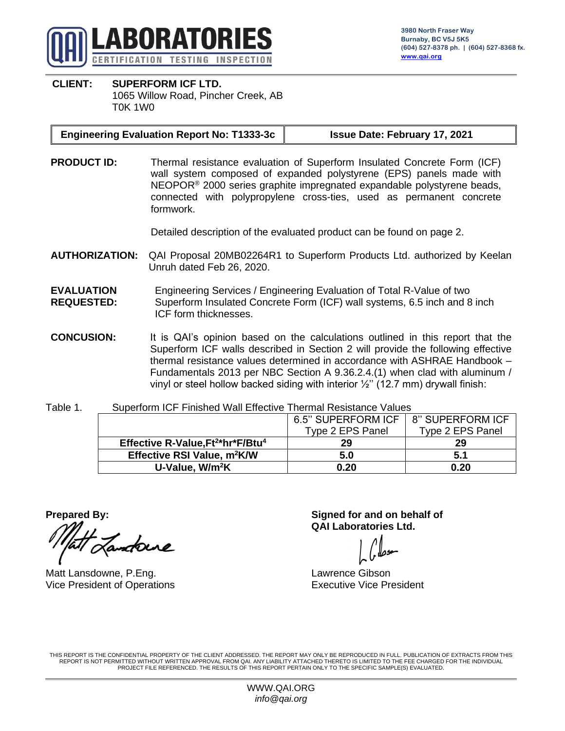**LABORATORIES**
CERTIFICATION TESTING INSPECTION

3980 North Fraser Way
Burnaby, BC V5J 5K5
(604) 527-8378 ph. | (604) 527-8368 fx.
www.qai.org

**CLIENT:** **SUPERFORM ICF LTD.**
1065 Willow Road, Pincher Creek, AB
T0K 1W0

| **Engineering Evaluation Report No: T1333-3c** | **Issue Date: February 17, 2021** |
| --- | --- |

**PRODUCT ID:** Thermal resistance evaluation of Superform Insulated Concrete Form (ICF) wall system composed of expanded polystyrene (EPS) panels made with NEOPOR® 2000 series graphite impregnated expandable polystyrene beads, connected with polypropylene cross-ties, used as permanent concrete formwork.

Detailed description of the evaluated product can be found on page 2.

**AUTHORIZATION:** QAI Proposal 20MB02264R1 to Superform Products Ltd. authorized by Keelan Unruh dated Feb 26, 2020.

**EVALUATION REQUESTED:** Engineering Services / Engineering Evaluation of Total R-Value of two Superform Insulated Concrete Form (ICF) wall systems, 6.5 inch and 8 inch ICF form thicknesses.

**CONCUSION:** It is QAI's opinion based on the calculations outlined in this report that the Superform ICF walls described in Section 2 will provide the following effective thermal resistance values determined in accordance with ASHRAE Handbook – Fundamentals 2013 per NBC Section A 9.36.2.4.(1) when clad with aluminum / vinyl or steel hollow backed siding with interior ½'' (12.7 mm) drywall finish:

Table 1. Superform ICF Finished Wall Effective Thermal Resistance Values

| | 6.5'' SUPERFORM ICF Type 2 EPS Panel | 8'' SUPERFORM ICF Type 2 EPS Panel |
| --- | --- | --- |
| **Effective R-Value,Ft²\*hr\*F/Btu⁴** | **29** | **29** |
| **Effective RSI Value, m²K/W** | **5.0** | **5.1** |
| **U-Value, W/m²K** | **0.20** | **0.20** |

**Prepared By:**

Matt Lansdowne, P.Eng.
Vice President of Operations

**Signed for and on behalf of QAI Laboratories Ltd.**

Lawrence Gibson
Executive Vice President

THIS REPORT IS THE CONFIDENTIAL PROPERTY OF THE CLIENT ADDRESSED. THE REPORT MAY ONLY BE REPRODUCED IN FULL. PUBLICATION OF EXTRACTS FROM THIS REPORT IS NOT PERMITTED WITHOUT WRITTEN APPROVAL FROM QAI. ANY LIABILITY ATTACHED THERETO IS LIMITED TO THE FEE CHARGED FOR THE INDIVIDUAL PROJECT FILE REFERENCED. THE RESULTS OF THIS REPORT PERTAIN ONLY TO THE SPECIFIC SAMPLE(S) EVALUATED.

WWW.QAI.ORG
*info@qai.org*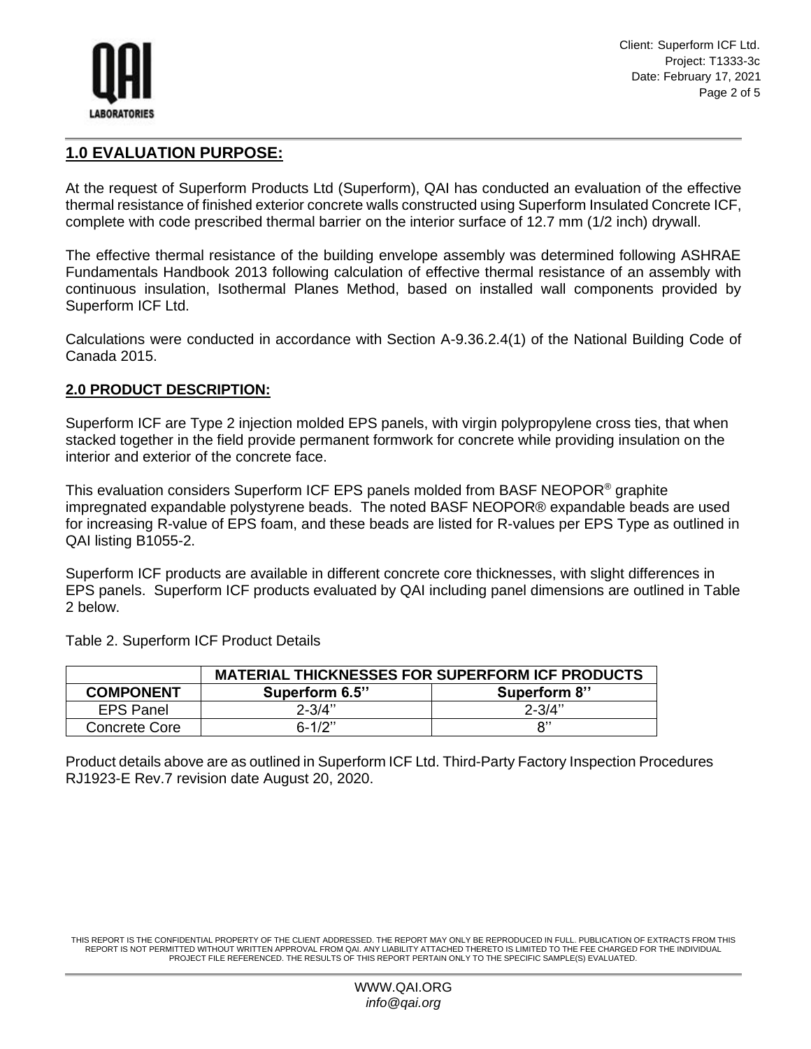## 1.0 EVALUATION PURPOSE:

At the request of Superform Products Ltd (Superform), QAI has conducted an evaluation of the effective thermal resistance of finished exterior concrete walls constructed using Superform Insulated Concrete ICF, complete with code prescribed thermal barrier on the interior surface of 12.7 mm (1/2 inch) drywall.

The effective thermal resistance of the building envelope assembly was determined following ASHRAE Fundamentals Handbook 2013 following calculation of effective thermal resistance of an assembly with continuous insulation, Isothermal Planes Method, based on installed wall components provided by Superform ICF Ltd.

Calculations were conducted in accordance with Section A-9.36.2.4(1) of the National Building Code of Canada 2015.

### 2.0 PRODUCT DESCRIPTION:

Superform ICF are Type 2 injection molded EPS panels, with virgin polypropylene cross ties, that when stacked together in the field provide permanent formwork for concrete while providing insulation on the interior and exterior of the concrete face.

This evaluation considers Superform ICF EPS panels molded from BASF NEOPOR® graphite impregnated expandable polystyrene beads. The noted BASF NEOPOR® expandable beads are used for increasing R-value of EPS foam, and these beads are listed for R-values per EPS Type as outlined in QAI listing B1055-2.

Superform ICF products are available in different concrete core thicknesses, with slight differences in EPS panels. Superform ICF products evaluated by QAI including panel dimensions are outlined in Table 2 below.

Table 2. Superform ICF Product Details

| | MATERIAL THICKNESSES FOR SUPERFORM ICF PRODUCTS | |
|---|---|---|
| **COMPONENT** | **Superform 6.5''** | **Superform 8''** |
| EPS Panel | 2-3/4'' | 2-3/4'' |
| Concrete Core | 6-1/2'' | 8'' |

Product details above are as outlined in Superform ICF Ltd. Third-Party Factory Inspection Procedures RJ1923-E Rev.7 revision date August 20, 2020.

THIS REPORT IS THE CONFIDENTIAL PROPERTY OF THE CLIENT ADDRESSED. THE REPORT MAY ONLY BE REPRODUCED IN FULL. PUBLICATION OF EXTRACTS FROM THIS REPORT IS NOT PERMITTED WITHOUT WRITTEN APPROVAL FROM QAI. ANY LIABILITY ATTACHED THERETO IS LIMITED TO THE FEE CHARGED FOR THE INDIVIDUAL PROJECT FILE REFERENCED. THE RESULTS OF THIS REPORT PERTAIN ONLY TO THE SPECIFIC SAMPLE(S) EVALUATED.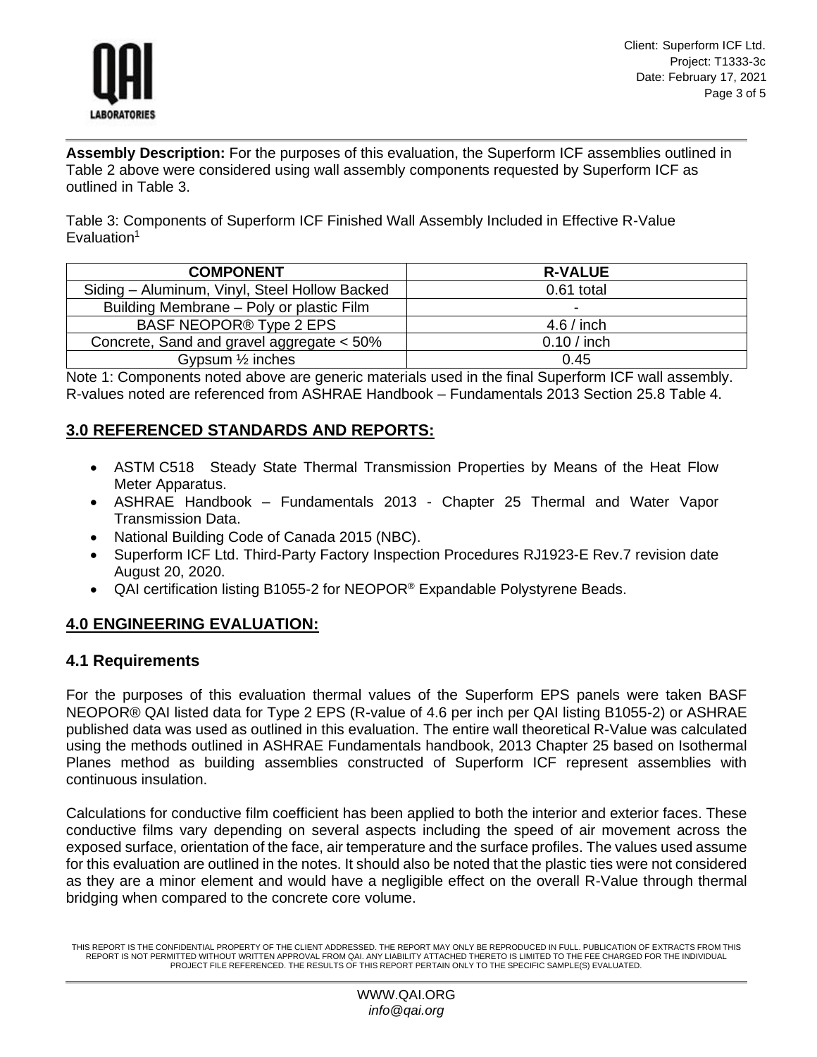**Assembly Description:** For the purposes of this evaluation, the Superform ICF assemblies outlined in Table 2 above were considered using wall assembly components requested by Superform ICF as outlined in Table 3.

Table 3: Components of Superform ICF Finished Wall Assembly Included in Effective R-Value Evaluation[1]

| COMPONENT | R-VALUE |
|---|---|
| Siding – Aluminum, Vinyl, Steel Hollow Backed | 0.61 total |
| Building Membrane – Poly or plastic Film | - |
| BASF NEOPOR® Type 2 EPS | 4.6 / inch |
| Concrete, Sand and gravel aggregate < 50% | 0.10 / inch |
| Gypsum ½ inches | 0.45 |

Note 1: Components noted above are generic materials used in the final Superform ICF wall assembly. R-values noted are referenced from ASHRAE Handbook – Fundamentals 2013 Section 25.8 Table 4.

## 3.0 REFERENCED STANDARDS AND REPORTS:

- ASTM C518 Steady State Thermal Transmission Properties by Means of the Heat Flow Meter Apparatus.
- ASHRAE Handbook – Fundamentals 2013 - Chapter 25 Thermal and Water Vapor Transmission Data.
- National Building Code of Canada 2015 (NBC).
- Superform ICF Ltd. Third-Party Factory Inspection Procedures RJ1923-E Rev.7 revision date August 20, 2020.
- QAI certification listing B1055-2 for NEOPOR® Expandable Polystyrene Beads.

## 4.0 ENGINEERING EVALUATION:

### 4.1 Requirements

For the purposes of this evaluation thermal values of the Superform EPS panels were taken BASF NEOPOR® QAI listed data for Type 2 EPS (R-value of 4.6 per inch per QAI listing B1055-2) or ASHRAE published data was used as outlined in this evaluation. The entire wall theoretical R-Value was calculated using the methods outlined in ASHRAE Fundamentals handbook, 2013 Chapter 25 based on Isothermal Planes method as building assemblies constructed of Superform ICF represent assemblies with continuous insulation.

Calculations for conductive film coefficient has been applied to both the interior and exterior faces. These conductive films vary depending on several aspects including the speed of air movement across the exposed surface, orientation of the face, air temperature and the surface profiles. The values used assume for this evaluation are outlined in the notes. It should also be noted that the plastic ties were not considered as they are a minor element and would have a negligible effect on the overall R-Value through thermal bridging when compared to the concrete core volume.

THIS REPORT IS THE CONFIDENTIAL PROPERTY OF THE CLIENT ADDRESSED. THE REPORT MAY ONLY BE REPRODUCED IN FULL. PUBLICATION OF EXTRACTS FROM THIS REPORT IS NOT PERMITTED WITHOUT WRITTEN APPROVAL FROM QAI. ANY LIABILITY ATTACHED THERETO IS LIMITED TO THE FEE CHARGED FOR THE INDIVIDUAL PROJECT FILE REFERENCED. THE RESULTS OF THIS REPORT PERTAIN ONLY TO THE SPECIFIC SAMPLE(S) EVALUATED.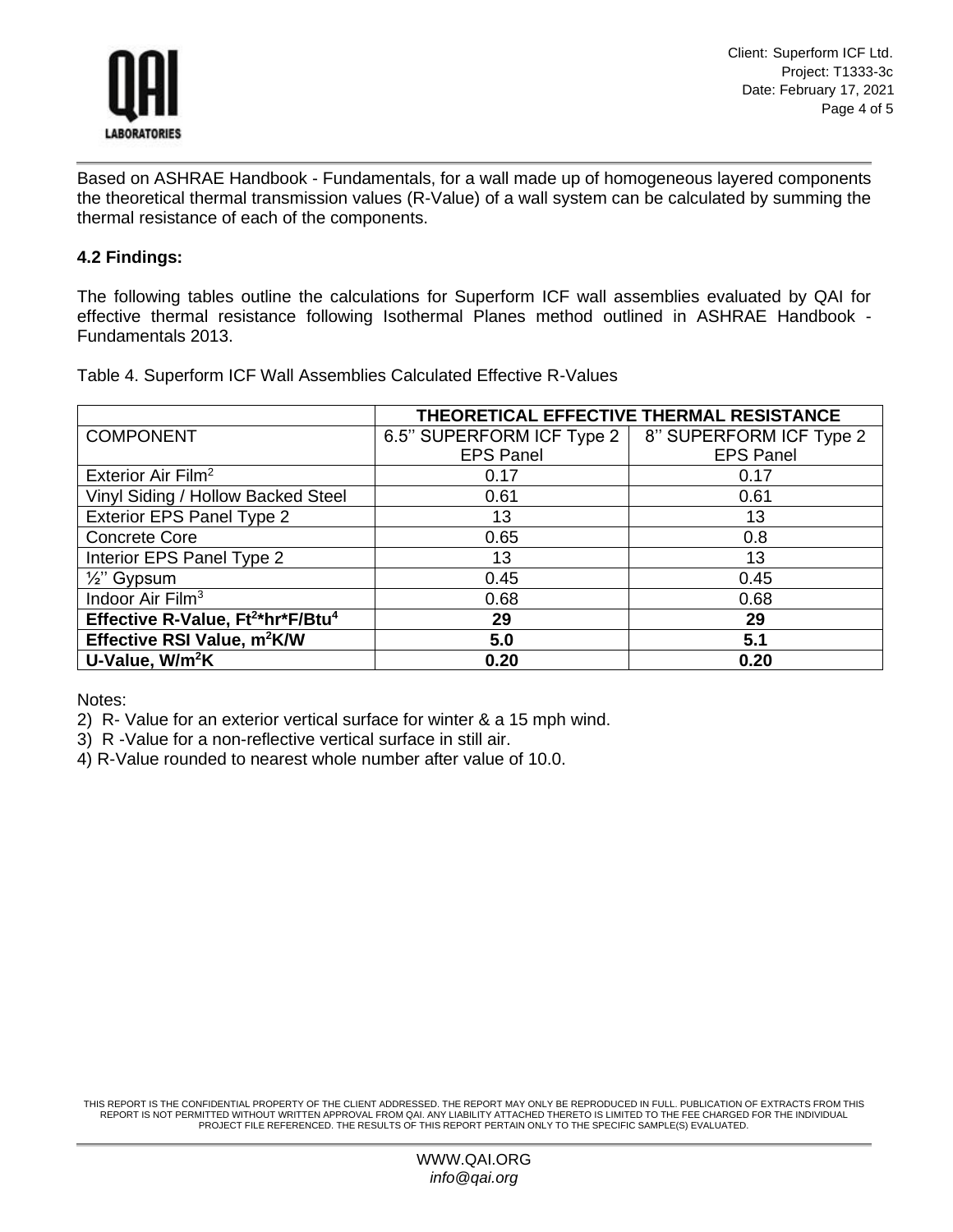Based on ASHRAE Handbook - Fundamentals, for a wall made up of homogeneous layered components the theoretical thermal transmission values (R-Value) of a wall system can be calculated by summing the thermal resistance of each of the components.

### 4.2 Findings:

The following tables outline the calculations for Superform ICF wall assemblies evaluated by QAI for effective thermal resistance following Isothermal Planes method outlined in ASHRAE Handbook - Fundamentals 2013.

Table 4. Superform ICF Wall Assemblies Calculated Effective R-Values

| | **THEORETICAL EFFECTIVE THERMAL RESISTANCE** | |
|---|---|---|
| COMPONENT | 6.5'' SUPERFORM ICF Type 2 EPS Panel | 8'' SUPERFORM ICF Type 2 EPS Panel |
| Exterior Air Film[2] | 0.17 | 0.17 |
| Vinyl Siding / Hollow Backed Steel | 0.61 | 0.61 |
| Exterior EPS Panel Type 2 | 13 | 13 |
| Concrete Core | 0.65 | 0.8 |
| Interior EPS Panel Type 2 | 13 | 13 |
| ½'' Gypsum | 0.45 | 0.45 |
| Indoor Air Film[3] | 0.68 | 0.68 |
| **Effective R-Value, $Ft^2$*hr*F/Btu[4]** | **29** | **29** |
| **Effective RSI Value, $m^2K/W$** | **5.0** | **5.1** |
| **U-Value, $W/m^2K$** | **0.20** | **0.20** |

Notes:

2) R- Value for an exterior vertical surface for winter & a 15 mph wind.
3) R -Value for a non-reflective vertical surface in still air.
4) R-Value rounded to nearest whole number after value of 10.0.

THIS REPORT IS THE CONFIDENTIAL PROPERTY OF THE CLIENT ADDRESSED. THE REPORT MAY ONLY BE REPRODUCED IN FULL. PUBLICATION OF EXTRACTS FROM THIS REPORT IS NOT PERMITTED WITHOUT WRITTEN APPROVAL FROM QAI. ANY LIABILITY ATTACHED THERETO IS LIMITED TO THE FEE CHARGED FOR THE INDIVIDUAL PROJECT FILE REFERENCED. THE RESULTS OF THIS REPORT PERTAIN ONLY TO THE SPECIFIC SAMPLE(S) EVALUATED.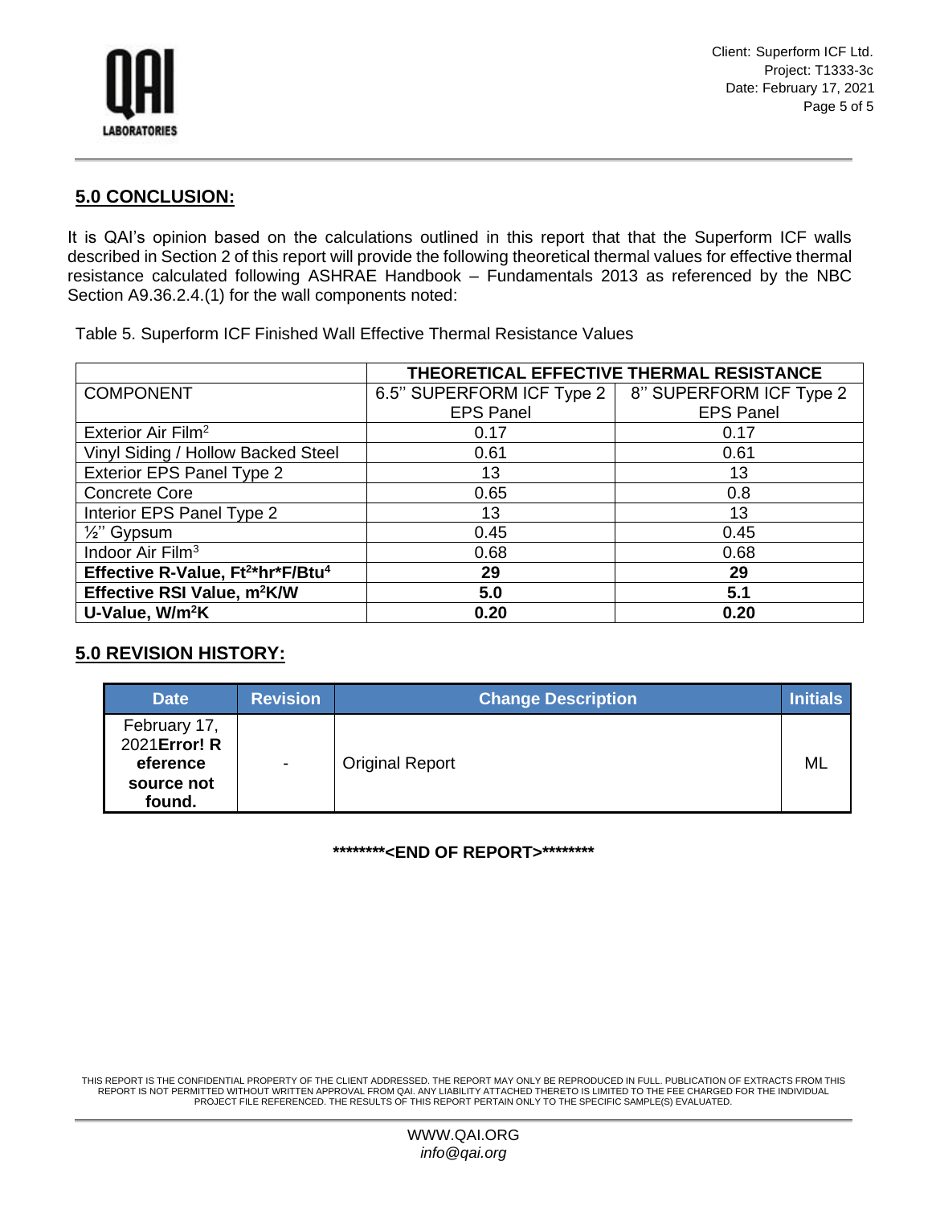## 5.0 CONCLUSION:

It is QAI's opinion based on the calculations outlined in this report that that the Superform ICF walls described in Section 2 of this report will provide the following theoretical thermal values for effective thermal resistance calculated following ASHRAE Handbook – Fundamentals 2013 as referenced by the NBC Section A9.36.2.4.(1) for the wall components noted:

Table 5. Superform ICF Finished Wall Effective Thermal Resistance Values

| | THEORETICAL EFFECTIVE THERMAL RESISTANCE | |
|---|---|---|
| COMPONENT | 6.5'' SUPERFORM ICF Type 2 EPS Panel | 8'' SUPERFORM ICF Type 2 EPS Panel |
| Exterior Air Film[2] | 0.17 | 0.17 |
| Vinyl Siding / Hollow Backed Steel | 0.61 | 0.61 |
| Exterior EPS Panel Type 2 | 13 | 13 |
| Concrete Core | 0.65 | 0.8 |
| Interior EPS Panel Type 2 | 13 | 13 |
| ½'' Gypsum | 0.45 | 0.45 |
| Indoor Air Film[3] | 0.68 | 0.68 |
| **Effective R-Value, $Ft^2$\*hr\*F/Btu[4]** | **29** | **29** |
| **Effective RSI Value, $m^2K/W$** | **5.0** | **5.1** |
| **U-Value, $W/m^2K$** | **0.20** | **0.20** |

## 5.0 REVISION HISTORY:

| Date | Revision | Change Description | Initials |
|---|---|---|---|
| February 17, 2021**Error! Reference source not found.** | - | Original Report | ML |

**\*\*\*\*\*\*\*\*<END OF REPORT>\*\*\*\*\*\*\*\***

THIS REPORT IS THE CONFIDENTIAL PROPERTY OF THE CLIENT ADDRESSED. THE REPORT MAY ONLY BE REPRODUCED IN FULL. PUBLICATION OF EXTRACTS FROM THIS REPORT IS NOT PERMITTED WITHOUT WRITTEN APPROVAL FROM QAI. ANY LIABILITY ATTACHED THERETO IS LIMITED TO THE FEE CHARGED FOR THE INDIVIDUAL PROJECT FILE REFERENCED. THE RESULTS OF THIS REPORT PERTAIN ONLY TO THE SPECIFIC SAMPLE(S) EVALUATED.